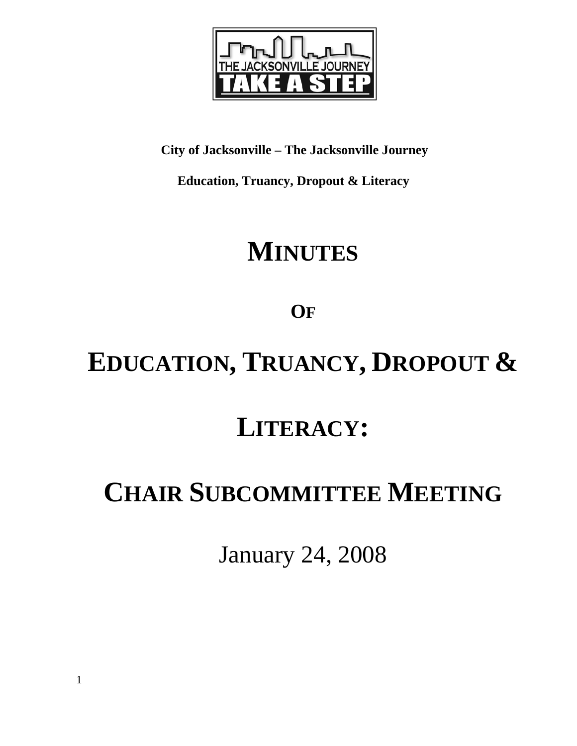**City of Jacksonville – The Jacksonville Journey**

**Education, Truancy, Dropout & Literacy**

# MINUTES

**OF**

# EDUCATION, TRUANCY, DROPOUT & LITERACY:

# CHAIR SUBCOMMITTEE MEETING

January 24, 2008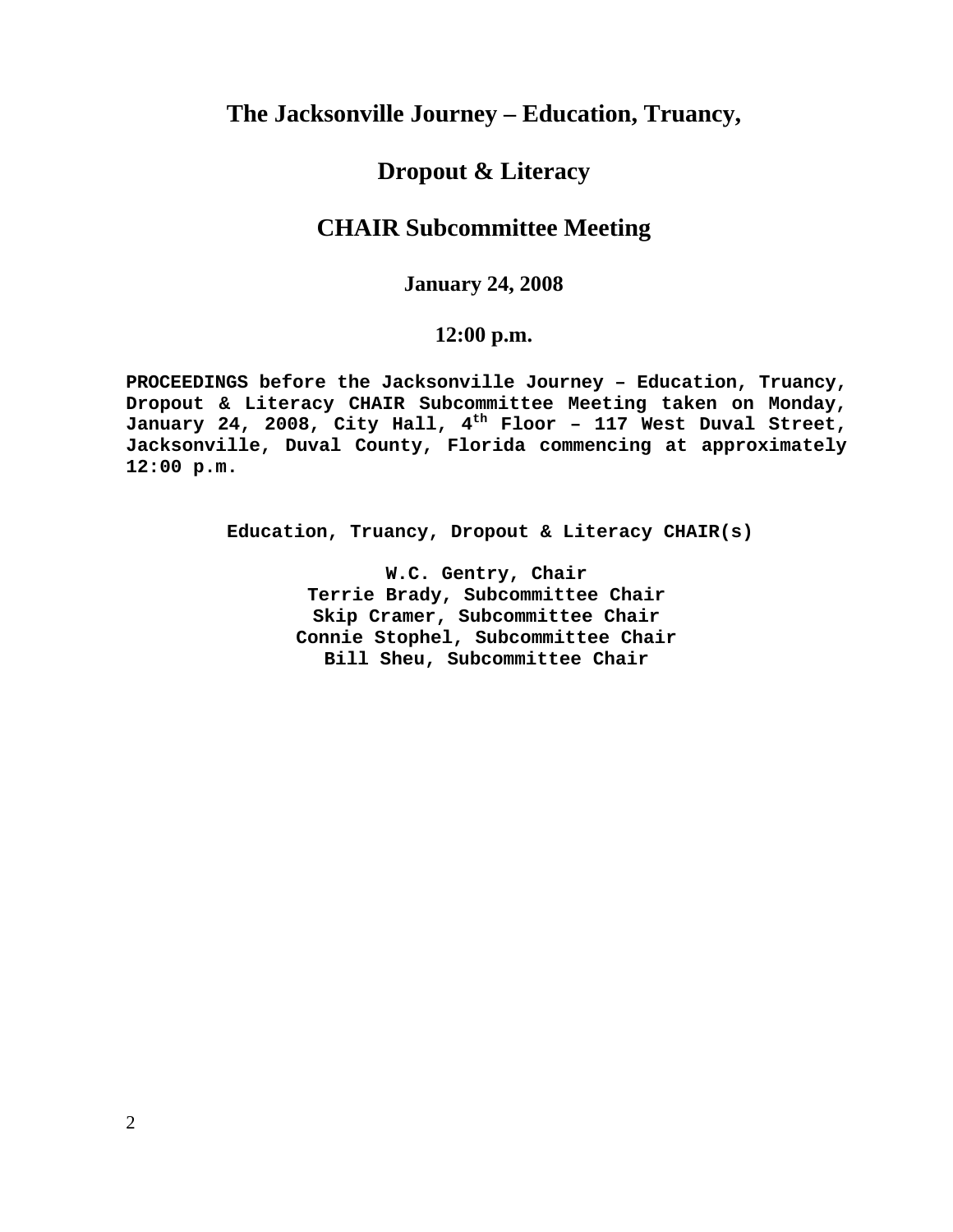# The Jacksonville Journey – Education, Truancy,

# Dropout & Literacy

# CHAIR Subcommittee Meeting

**January 24, 2008**

**12:00 p.m.**

**PROCEEDINGS before the Jacksonville Journey – Education, Truancy, Dropout & Literacy CHAIR Subcommittee Meeting taken on Monday, January 24, 2008, City Hall, 4th Floor – 117 West Duval Street, Jacksonville, Duval County, Florida commencing at approximately 12:00 p.m.**

**Education, Truancy, Dropout & Literacy CHAIR(s)**

**W.C. Gentry, Chair**
**Terrie Brady, Subcommittee Chair**
**Skip Cramer, Subcommittee Chair**
**Connie Stophel, Subcommittee Chair**
**Bill Sheu, Subcommittee Chair**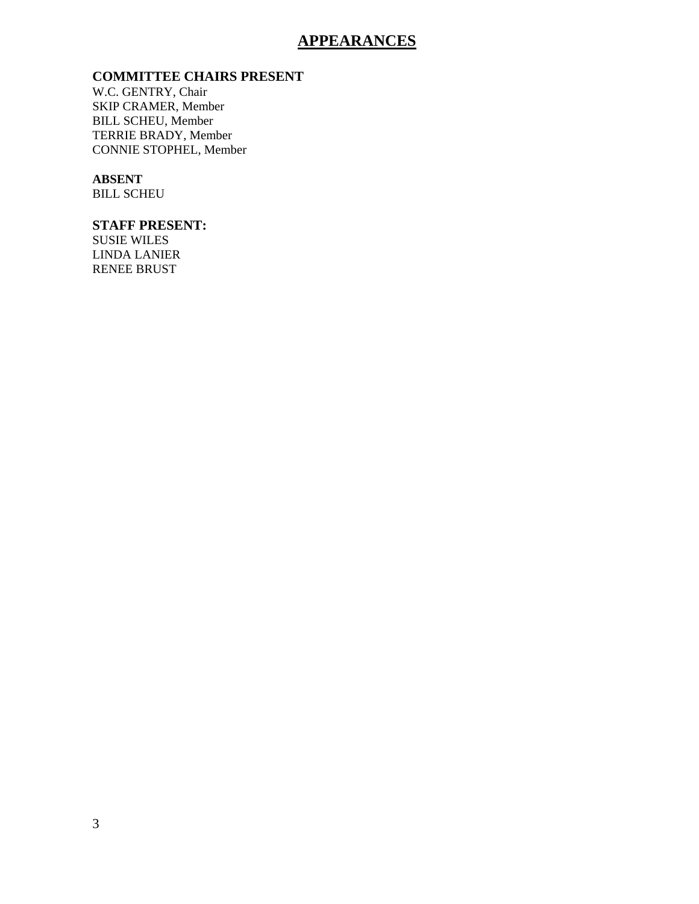# APPEARANCES

**COMMITTEE CHAIRS PRESENT**
W.C. GENTRY, Chair
SKIP CRAMER, Member
BILL SCHEU, Member
TERRIE BRADY, Member
CONNIE STOPHEL, Member

**ABSENT**
BILL SCHEU

**STAFF PRESENT:**
SUSIE WILES
LINDA LANIER
RENEE BRUST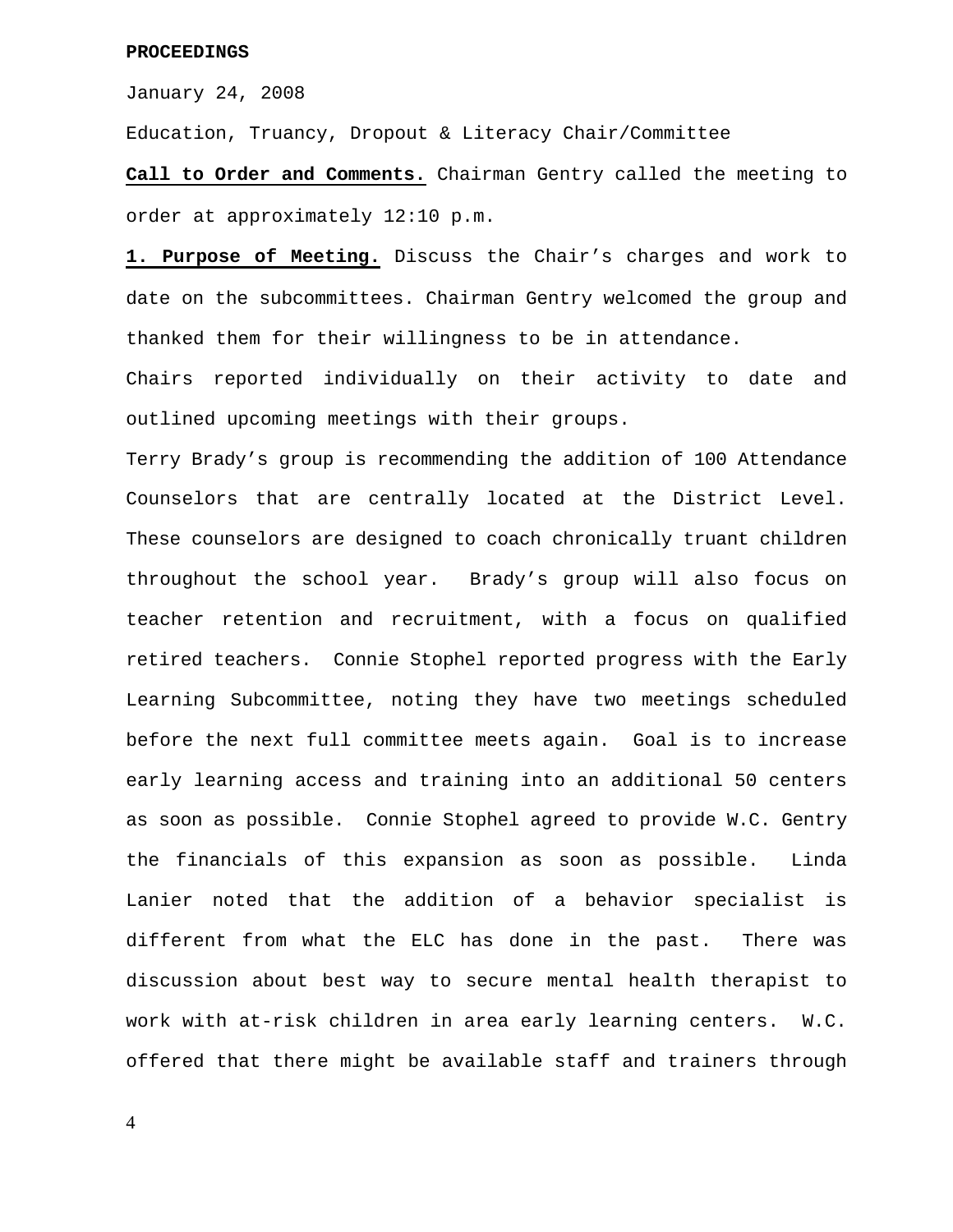**PROCEEDINGS**

January 24, 2008

Education, Truancy, Dropout & Literacy Chair/Committee

**Call to Order and Comments.** Chairman Gentry called the meeting to order at approximately 12:10 p.m.

**1. Purpose of Meeting.** Discuss the Chair's charges and work to date on the subcommittees. Chairman Gentry welcomed the group and thanked them for their willingness to be in attendance.

Chairs reported individually on their activity to date and outlined upcoming meetings with their groups.

Terry Brady's group is recommending the addition of 100 Attendance Counselors that are centrally located at the District Level. These counselors are designed to coach chronically truant children throughout the school year. Brady's group will also focus on teacher retention and recruitment, with a focus on qualified retired teachers. Connie Stophel reported progress with the Early Learning Subcommittee, noting they have two meetings scheduled before the next full committee meets again. Goal is to increase early learning access and training into an additional 50 centers as soon as possible. Connie Stophel agreed to provide W.C. Gentry the financials of this expansion as soon as possible. Linda Lanier noted that the addition of a behavior specialist is different from what the ELC has done in the past. There was discussion about best way to secure mental health therapist to work with at-risk children in area early learning centers. W.C. offered that there might be available staff and trainers through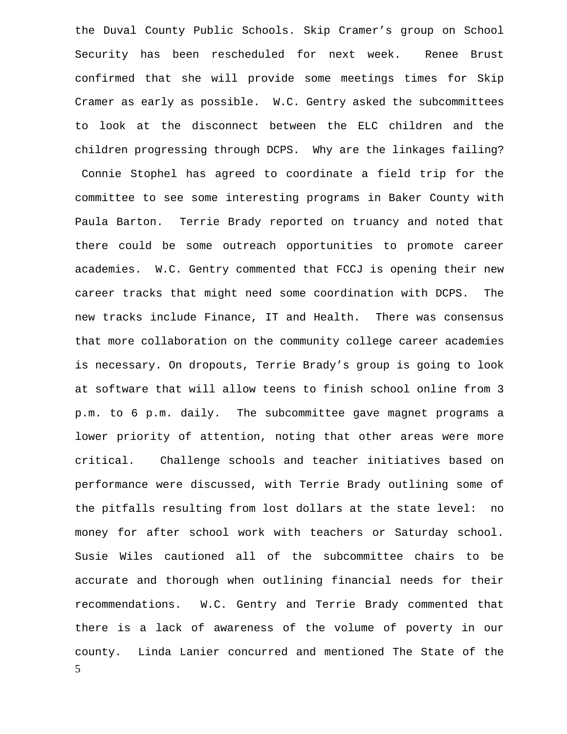the Duval County Public Schools. Skip Cramer's group on School Security has been rescheduled for next week. Renee Brust confirmed that she will provide some meetings times for Skip Cramer as early as possible. W.C. Gentry asked the subcommittees to look at the disconnect between the ELC children and the children progressing through DCPS. Why are the linkages failing? Connie Stophel has agreed to coordinate a field trip for the committee to see some interesting programs in Baker County with Paula Barton. Terrie Brady reported on truancy and noted that there could be some outreach opportunities to promote career academies. W.C. Gentry commented that FCCJ is opening their new career tracks that might need some coordination with DCPS. The new tracks include Finance, IT and Health. There was consensus that more collaboration on the community college career academies is necessary. On dropouts, Terrie Brady's group is going to look at software that will allow teens to finish school online from 3 p.m. to 6 p.m. daily. The subcommittee gave magnet programs a lower priority of attention, noting that other areas were more critical. Challenge schools and teacher initiatives based on performance were discussed, with Terrie Brady outlining some of the pitfalls resulting from lost dollars at the state level: no money for after school work with teachers or Saturday school. Susie Wiles cautioned all of the subcommittee chairs to be accurate and thorough when outlining financial needs for their recommendations. W.C. Gentry and Terrie Brady commented that there is a lack of awareness of the volume of poverty in our county. Linda Lanier concurred and mentioned The State of the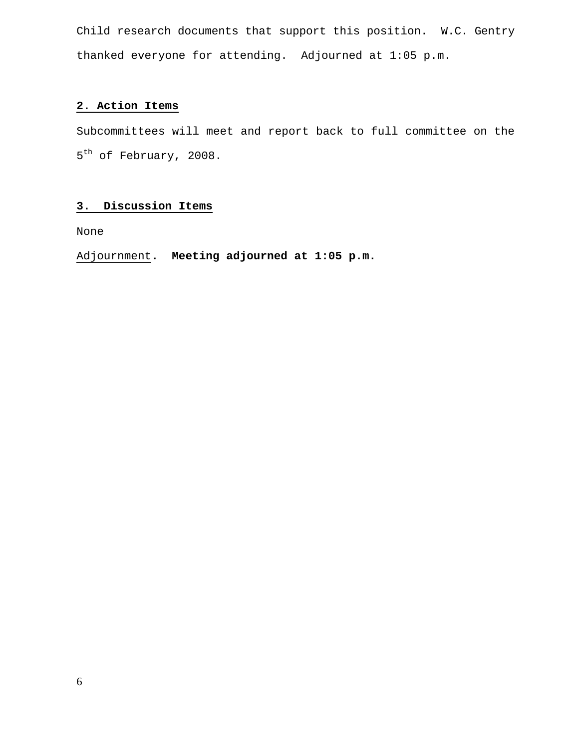Child research documents that support this position. W.C. Gentry thanked everyone for attending. Adjourned at 1:05 p.m.

## 2. Action Items

Subcommittees will meet and report back to full committee on the 5th of February, 2008.

## 3. Discussion Items

None

Adjournment. **Meeting adjourned at 1:05 p.m.**